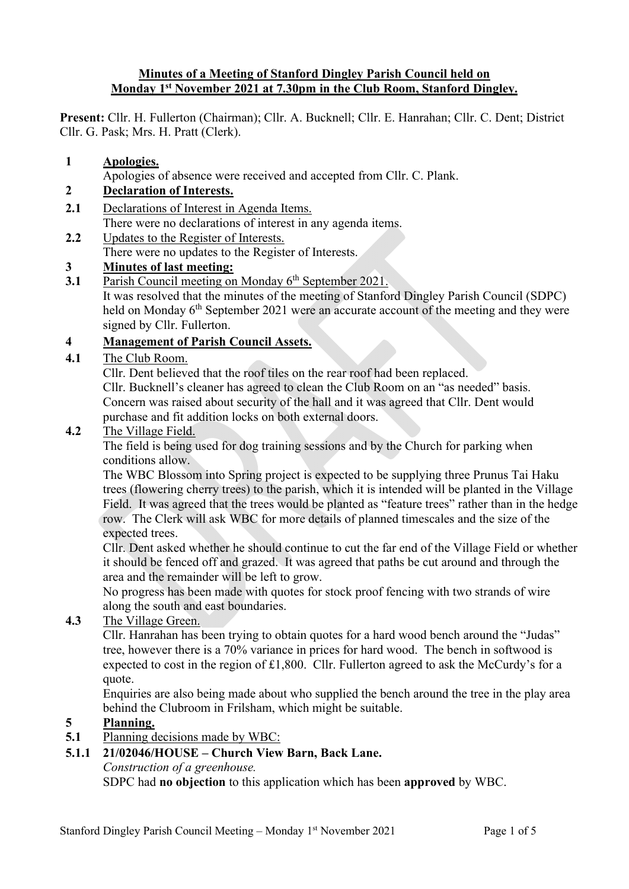**Minutes of a Meeting of Stanford Dingley Parish Council held on Monday 1st November 2021 at 7.30pm in the Club Room, Stanford Dingley.**

**Present:** Cllr. H. Fullerton (Chairman); Cllr. A. Bucknell; Cllr. E. Hanrahan; Cllr. C. Dent; District Cllr. G. Pask; Mrs. H. Pratt (Clerk).

**1 Apologies.**

Apologies of absence were received and accepted from Cllr. C. Plank.

**2 Declaration of Interests.**

**2.1** Declarations of Interest in Agenda Items.

There were no declarations of interest in any agenda items.

**2.2** Updates to the Register of Interests.

There were no updates to the Register of Interests.

**3 Minutes of last meeting:**

**3.1** Parish Council meeting on Monday 6th September 2021.

It was resolved that the minutes of the meeting of Stanford Dingley Parish Council (SDPC) held on Monday 6th September 2021 were an accurate account of the meeting and they were signed by Cllr. Fullerton.

**4 Management of Parish Council Assets.**

**4.1** The Club Room.

Cllr. Dent believed that the roof tiles on the rear roof had been replaced.

Cllr. Bucknell's cleaner has agreed to clean the Club Room on an "as needed" basis.

Concern was raised about security of the hall and it was agreed that Cllr. Dent would purchase and fit addition locks on both external doors.

**4.2** The Village Field.

The field is being used for dog training sessions and by the Church for parking when conditions allow.

The WBC Blossom into Spring project is expected to be supplying three Prunus Tai Haku trees (flowering cherry trees) to the parish, which it is intended will be planted in the Village Field. It was agreed that the trees would be planted as "feature trees" rather than in the hedge row. The Clerk will ask WBC for more details of planned timescales and the size of the expected trees.

Cllr. Dent asked whether he should continue to cut the far end of the Village Field or whether it should be fenced off and grazed. It was agreed that paths be cut around and through the area and the remainder will be left to grow.

No progress has been made with quotes for stock proof fencing with two strands of wire along the south and east boundaries.

**4.3** The Village Green.

Cllr. Hanrahan has been trying to obtain quotes for a hard wood bench around the "Judas" tree, however there is a 70% variance in prices for hard wood. The bench in softwood is expected to cost in the region of £1,800. Cllr. Fullerton agreed to ask the McCurdy's for a quote.

Enquiries are also being made about who supplied the bench around the tree in the play area behind the Clubroom in Frilsham, which might be suitable.

**5 Planning.**

**5.1** Planning decisions made by WBC:

**5.1.1 21/02046/HOUSE – Church View Barn, Back Lane.**

*Construction of a greenhouse.*

SDPC had **no objection** to this application which has been **approved** by WBC.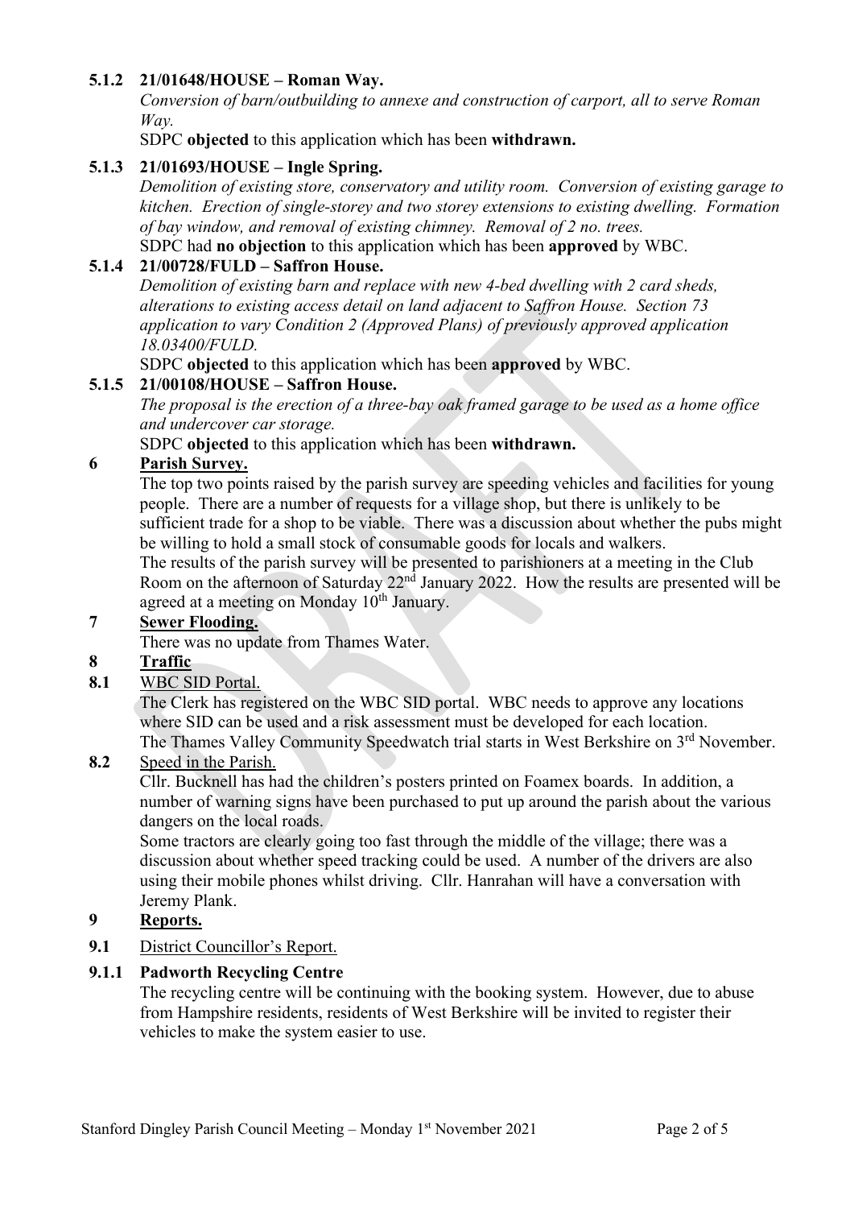**5.1.2 21/01648/HOUSE – Roman Way.**

*Conversion of barn/outbuilding to annexe and construction of carport, all to serve Roman Way.*

SDPC **objected** to this application which has been **withdrawn.**

**5.1.3 21/01693/HOUSE – Ingle Spring.**

*Demolition of existing store, conservatory and utility room. Conversion of existing garage to kitchen. Erection of single-storey and two storey extensions to existing dwelling. Formation of bay window, and removal of existing chimney. Removal of 2 no. trees.*

SDPC had **no objection** to this application which has been **approved** by WBC.

**5.1.4 21/00728/FULD – Saffron House.**

*Demolition of existing barn and replace with new 4-bed dwelling with 2 card sheds, alterations to existing access detail on land adjacent to Saffron House. Section 73 application to vary Condition 2 (Approved Plans) of previously approved application 18.03400/FULD.*

SDPC **objected** to this application which has been **approved** by WBC.

**5.1.5 21/00108/HOUSE – Saffron House.**

*The proposal is the erection of a three-bay oak framed garage to be used as a home office and undercover car storage.*

SDPC **objected** to this application which has been **withdrawn.**

## 6 Parish Survey.

The top two points raised by the parish survey are speeding vehicles and facilities for young people. There are a number of requests for a village shop, but there is unlikely to be sufficient trade for a shop to be viable. There was a discussion about whether the pubs might be willing to hold a small stock of consumable goods for locals and walkers.

The results of the parish survey will be presented to parishioners at a meeting in the Club Room on the afternoon of Saturday 22nd January 2022. How the results are presented will be agreed at a meeting on Monday 10th January.

## 7 Sewer Flooding.

There was no update from Thames Water.

## 8 Traffic

**8.1** WBC SID Portal.

The Clerk has registered on the WBC SID portal. WBC needs to approve any locations where SID can be used and a risk assessment must be developed for each location.

The Thames Valley Community Speedwatch trial starts in West Berkshire on 3rd November.

**8.2** Speed in the Parish.

Cllr. Bucknell has had the children's posters printed on Foamex boards. In addition, a number of warning signs have been purchased to put up around the parish about the various dangers on the local roads.

Some tractors are clearly going too fast through the middle of the village; there was a discussion about whether speed tracking could be used. A number of the drivers are also using their mobile phones whilst driving. Cllr. Hanrahan will have a conversation with Jeremy Plank.

## 9 Reports.

**9.1** District Councillor's Report.

**9.1.1 Padworth Recycling Centre**

The recycling centre will be continuing with the booking system. However, due to abuse from Hampshire residents, residents of West Berkshire will be invited to register their vehicles to make the system easier to use.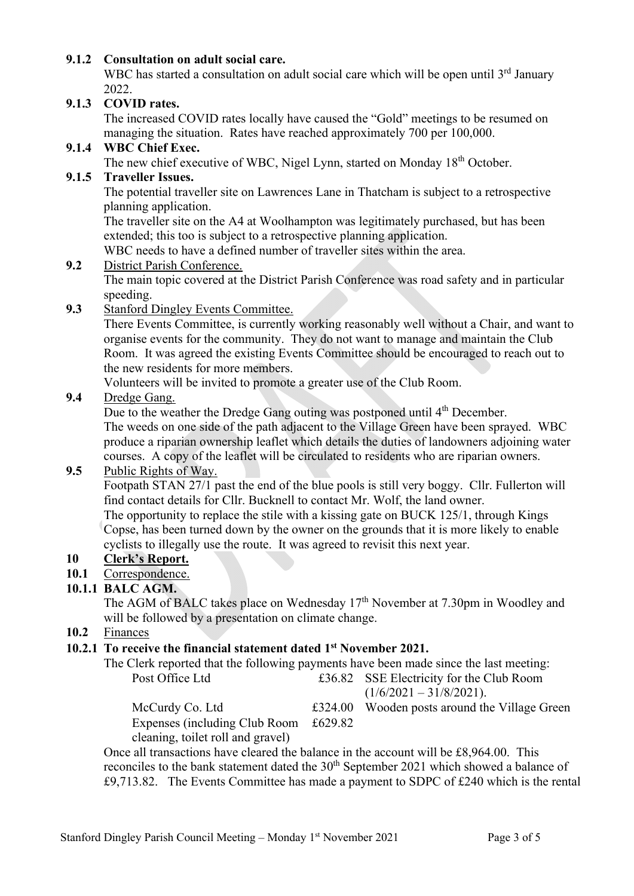**9.1.2 Consultation on adult social care.**

WBC has started a consultation on adult social care which will be open until 3rd January 2022.

**9.1.3 COVID rates.**

The increased COVID rates locally have caused the "Gold" meetings to be resumed on managing the situation. Rates have reached approximately 700 per 100,000.

**9.1.4 WBC Chief Exec.**

The new chief executive of WBC, Nigel Lynn, started on Monday 18th October.

**9.1.5 Traveller Issues.**

The potential traveller site on Lawrences Lane in Thatcham is subject to a retrospective planning application.

The traveller site on the A4 at Woolhampton was legitimately purchased, but has been extended; this too is subject to a retrospective planning application.

WBC needs to have a defined number of traveller sites within the area.

**9.2** District Parish Conference.

The main topic covered at the District Parish Conference was road safety and in particular speeding.

**9.3** Stanford Dingley Events Committee.

There Events Committee, is currently working reasonably well without a Chair, and want to organise events for the community. They do not want to manage and maintain the Club Room. It was agreed the existing Events Committee should be encouraged to reach out to the new residents for more members.

Volunteers will be invited to promote a greater use of the Club Room.

**9.4** Dredge Gang.

Due to the weather the Dredge Gang outing was postponed until 4th December.

The weeds on one side of the path adjacent to the Village Green have been sprayed. WBC produce a riparian ownership leaflet which details the duties of landowners adjoining water courses. A copy of the leaflet will be circulated to residents who are riparian owners.

**9.5** Public Rights of Way.

Footpath STAN 27/1 past the end of the blue pools is still very boggy. Cllr. Fullerton will find contact details for Cllr. Bucknell to contact Mr. Wolf, the land owner.

The opportunity to replace the stile with a kissing gate on BUCK 125/1, through Kings Copse, has been turned down by the owner on the grounds that it is more likely to enable cyclists to illegally use the route. It was agreed to revisit this next year.

## 10 Clerk's Report.

**10.1** Correspondence.

**10.1.1 BALC AGM.**

The AGM of BALC takes place on Wednesday 17th November at 7.30pm in Woodley and will be followed by a presentation on climate change.

**10.2** Finances

**10.2.1 To receive the financial statement dated 1st November 2021.**

The Clerk reported that the following payments have been made since the last meeting:

| | | |
|---|---|---|
| Post Office Ltd | £36.82 | SSE Electricity for the Club Room (1/6/2021 – 31/8/2021). |
| McCurdy Co. Ltd | £324.00 | Wooden posts around the Village Green |
| Expenses (including Club Room cleaning, toilet roll and gravel) | £629.82 | |

Once all transactions have cleared the balance in the account will be £8,964.00. This reconciles to the bank statement dated the 30th September 2021 which showed a balance of £9,713.82. The Events Committee has made a payment to SDPC of £240 which is the rental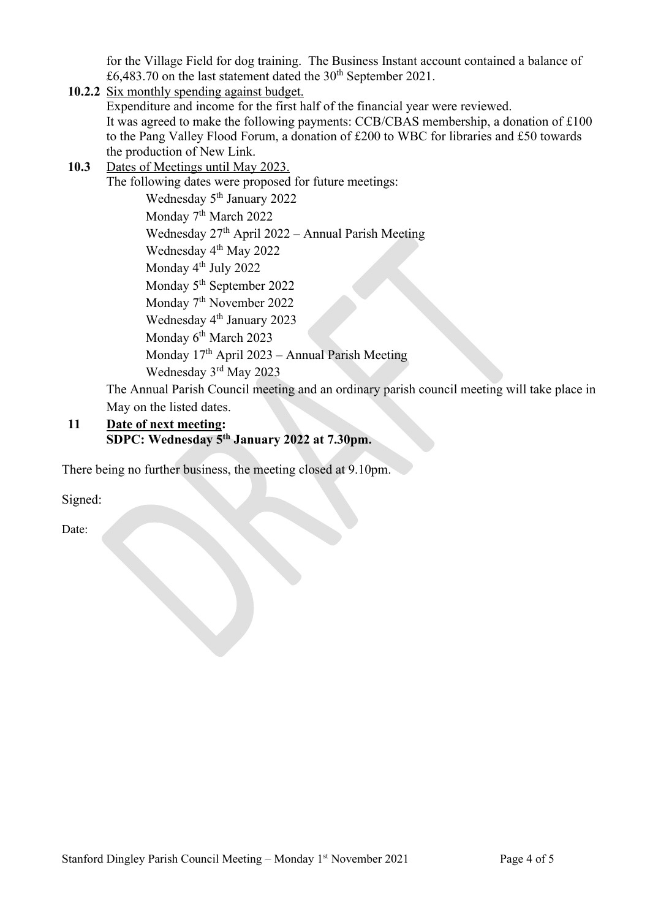for the Village Field for dog training. The Business Instant account contained a balance of £6,483.70 on the last statement dated the 30th September 2021.

**10.2.2** Six monthly spending against budget.

Expenditure and income for the first half of the financial year were reviewed.
It was agreed to make the following payments: CCB/CBAS membership, a donation of £100 to the Pang Valley Flood Forum, a donation of £200 to WBC for libraries and £50 towards the production of New Link.

**10.3** Dates of Meetings until May 2023.

The following dates were proposed for future meetings:

Wednesday 5th January 2022
Monday 7th March 2022
Wednesday 27th April 2022 – Annual Parish Meeting
Wednesday 4th May 2022
Monday 4th July 2022
Monday 5th September 2022
Monday 7th November 2022
Wednesday 4th January 2023
Monday 6th March 2023
Monday 17th April 2023 – Annual Parish Meeting
Wednesday 3rd May 2023

The Annual Parish Council meeting and an ordinary parish council meeting will take place in May on the listed dates.

**11 Date of next meeting:**
**SDPC: Wednesday 5th January 2022 at 7.30pm.**

There being no further business, the meeting closed at 9.10pm.

Signed:

Date: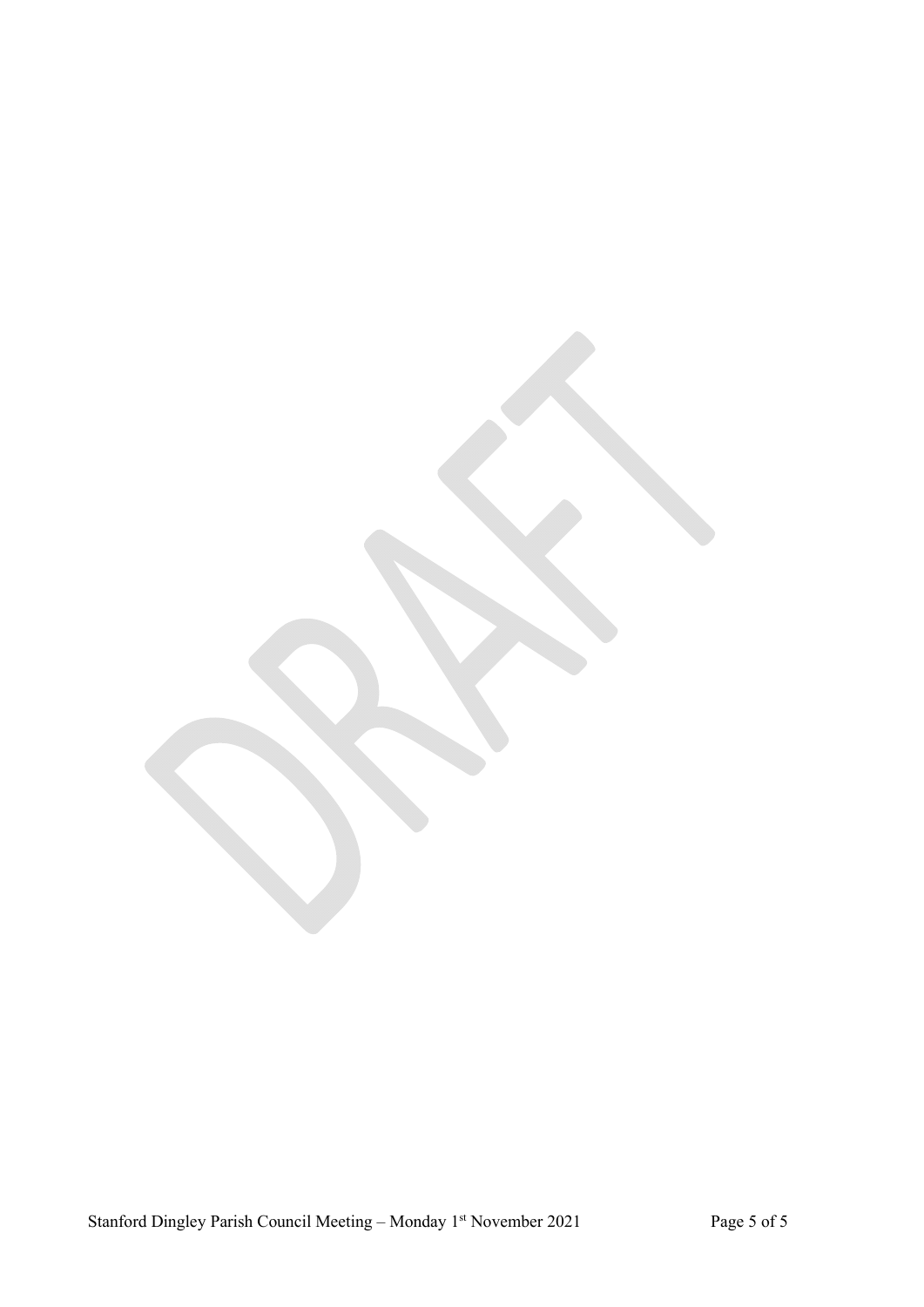DRAFT